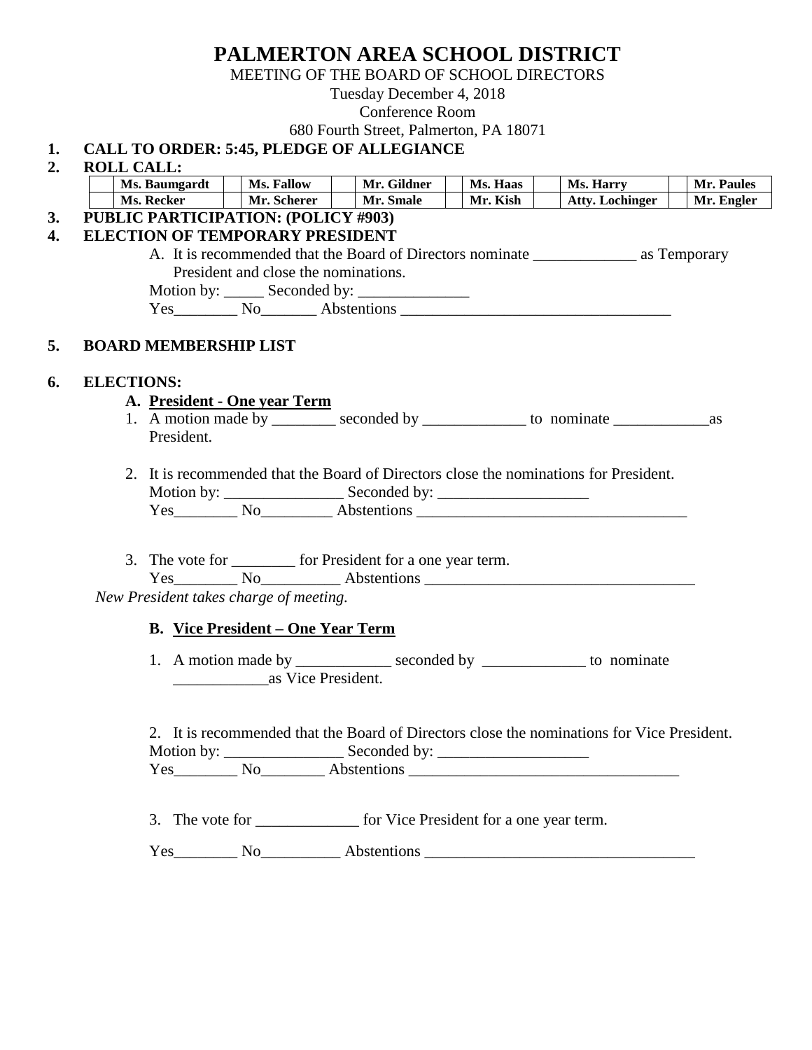# PALMERTON AREA SCHOOL DISTRICT

MEETING OF THE BOARD OF SCHOOL DIRECTORS

Tuesday December 4, 2018

Conference Room

680 Fourth Street, Palmerton, PA 18071

**1. CALL TO ORDER: 5:45, PLEDGE OF ALLEGIANCE**

**2. ROLL CALL:**

| | Ms. Baumgardt | | Ms. Fallow | | Mr. Gildner | | Ms. Haas | | Ms. Harry | | Mr. Paules |
|---|---|---|---|---|---|---|---|---|---|---|---|
| | Ms. Recker | | Mr. Scherer | | Mr. Smale | | Mr. Kish | | Atty. Lochinger | | Mr. Engler |

**3. PUBLIC PARTICIPATION: (POLICY #903)**

**4. ELECTION OF TEMPORARY PRESIDENT**

A. It is recommended that the Board of Directors nominate _____________ as Temporary President and close the nominations.

Motion by: _____ Seconded by: ______________

Yes________ No_______ Abstentions __________________________________

**5. BOARD MEMBERSHIP LIST**

**6. ELECTIONS:**

**A. <u>President - One year Term</u>**

1. A motion made by ________ seconded by _____________ to nominate ____________as President.

2. It is recommended that the Board of Directors close the nominations for President.
   Motion by: _______________ Seconded by: ___________________
   Yes________ No_________ Abstentions __________________________________

3. The vote for ________ for President for a one year term.
   Yes________ No__________ Abstentions __________________________________

*New President takes charge of meeting.*

**B. <u>Vice President – One Year Term</u>**

1. A motion made by ____________ seconded by _____________ to nominate ____________as Vice President.

2. It is recommended that the Board of Directors close the nominations for Vice President.
   Motion by: _______________ Seconded by: ___________________
   Yes________ No________ Abstentions __________________________________

3. The vote for _____________ for Vice President for a one year term.

   Yes________ No__________ Abstentions __________________________________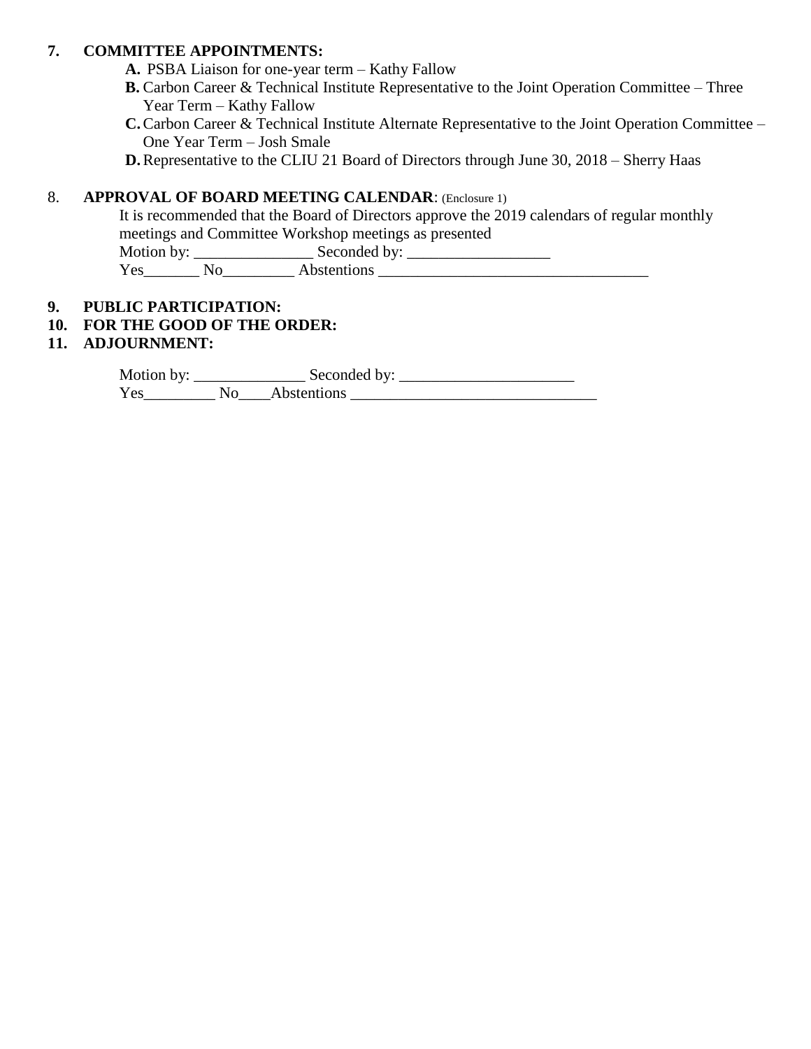**7. COMMITTEE APPOINTMENTS:**

- **A.** PSBA Liaison for one-year term – Kathy Fallow
- **B.** Carbon Career & Technical Institute Representative to the Joint Operation Committee – Three Year Term – Kathy Fallow
- **C.** Carbon Career & Technical Institute Alternate Representative to the Joint Operation Committee – One Year Term – Josh Smale
- **D.** Representative to the CLIU 21 Board of Directors through June 30, 2018 – Sherry Haas

8. **APPROVAL OF BOARD MEETING CALENDAR**: (Enclosure 1)

It is recommended that the Board of Directors approve the 2019 calendars of regular monthly meetings and Committee Workshop meetings as presented

Motion by: _______________ Seconded by: __________________

Yes_______ No_________ Abstentions __________________________________

**9. PUBLIC PARTICIPATION:**

**10. FOR THE GOOD OF THE ORDER:**

**11. ADJOURNMENT:**

Motion by: ______________ Seconded by: ______________________

Yes_________ No____Abstentions ______________________________